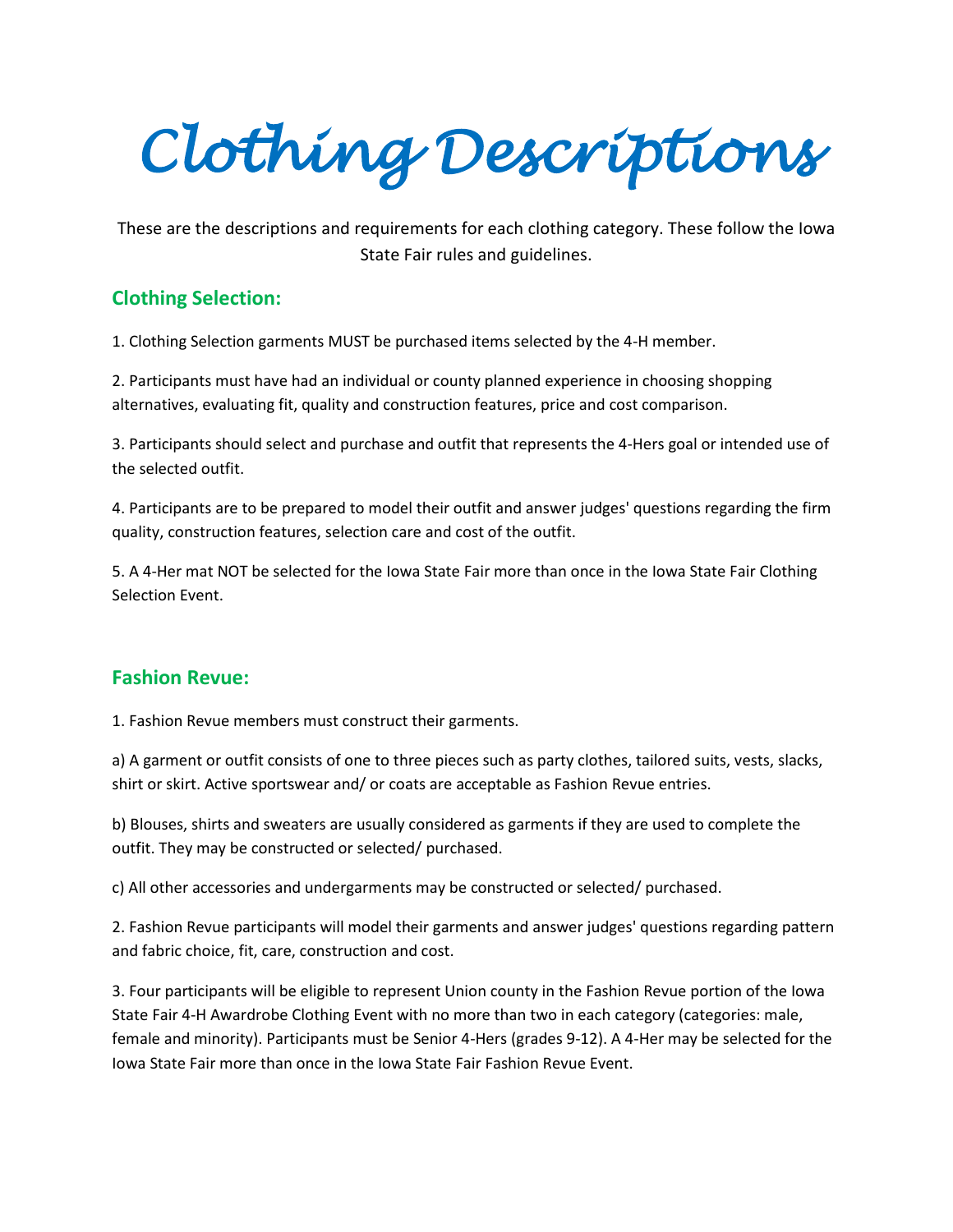# Clothing Descriptions

These are the descriptions and requirements for each clothing category. These follow the Iowa State Fair rules and guidelines.

## Clothing Selection:

1. Clothing Selection garments MUST be purchased items selected by the 4-H member.

2. Participants must have had an individual or county planned experience in choosing shopping alternatives, evaluating fit, quality and construction features, price and cost comparison.

3. Participants should select and purchase and outfit that represents the 4-Hers goal or intended use of the selected outfit.

4. Participants are to be prepared to model their outfit and answer judges' questions regarding the firm quality, construction features, selection care and cost of the outfit.

5. A 4-Her mat NOT be selected for the Iowa State Fair more than once in the Iowa State Fair Clothing Selection Event.

## Fashion Revue:

1. Fashion Revue members must construct their garments.

a) A garment or outfit consists of one to three pieces such as party clothes, tailored suits, vests, slacks, shirt or skirt. Active sportswear and/ or coats are acceptable as Fashion Revue entries.

b) Blouses, shirts and sweaters are usually considered as garments if they are used to complete the outfit. They may be constructed or selected/ purchased.

c) All other accessories and undergarments may be constructed or selected/ purchased.

2. Fashion Revue participants will model their garments and answer judges' questions regarding pattern and fabric choice, fit, care, construction and cost.

3. Four participants will be eligible to represent Union county in the Fashion Revue portion of the Iowa State Fair 4-H Awardrobe Clothing Event with no more than two in each category (categories: male, female and minority). Participants must be Senior 4-Hers (grades 9-12). A 4-Her may be selected for the Iowa State Fair more than once in the Iowa State Fair Fashion Revue Event.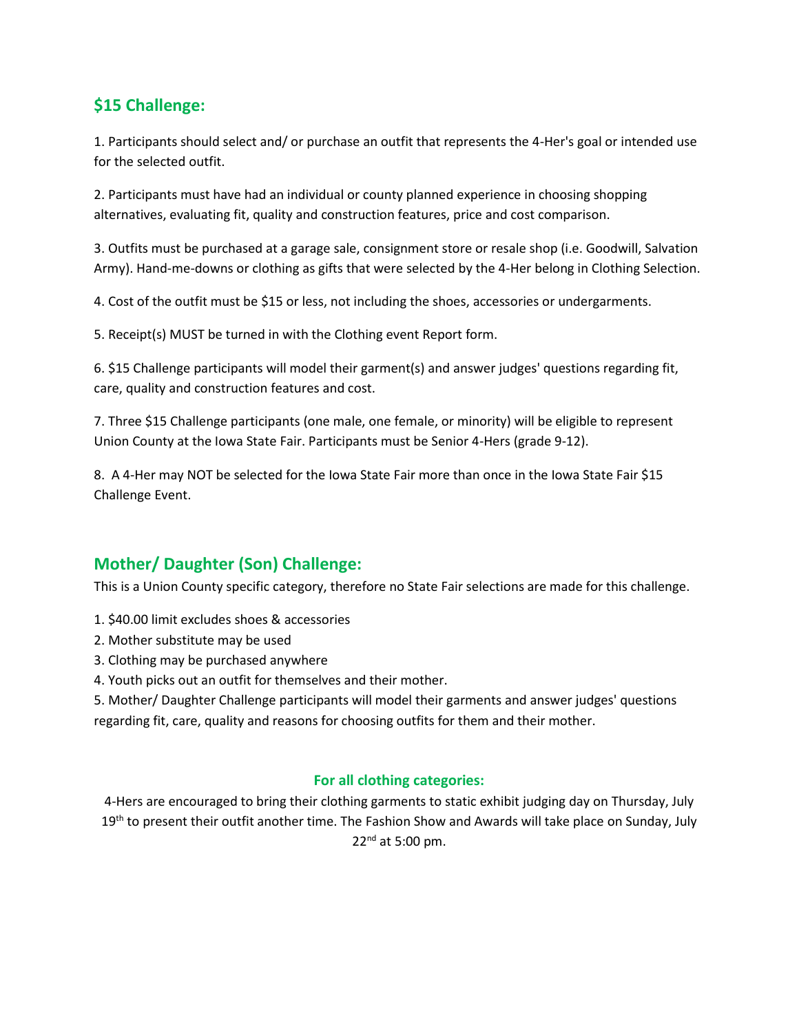## $15 Challenge:

1. Participants should select and/ or purchase an outfit that represents the 4-Her's goal or intended use for the selected outfit.

2. Participants must have had an individual or county planned experience in choosing shopping alternatives, evaluating fit, quality and construction features, price and cost comparison.

3. Outfits must be purchased at a garage sale, consignment store or resale shop (i.e. Goodwill, Salvation Army). Hand-me-downs or clothing as gifts that were selected by the 4-Her belong in Clothing Selection.

4. Cost of the outfit must be $15 or less, not including the shoes, accessories or undergarments.

5. Receipt(s) MUST be turned in with the Clothing event Report form.

6. $15 Challenge participants will model their garment(s) and answer judges' questions regarding fit, care, quality and construction features and cost.

7. Three $15 Challenge participants (one male, one female, or minority) will be eligible to represent Union County at the Iowa State Fair. Participants must be Senior 4-Hers (grade 9-12).

8. A 4-Her may NOT be selected for the Iowa State Fair more than once in the Iowa State Fair $15 Challenge Event.

## Mother/ Daughter (Son) Challenge:

This is a Union County specific category, therefore no State Fair selections are made for this challenge.

1. $40.00 limit excludes shoes & accessories
2. Mother substitute may be used
3. Clothing may be purchased anywhere
4. Youth picks out an outfit for themselves and their mother.
5. Mother/ Daughter Challenge participants will model their garments and answer judges' questions regarding fit, care, quality and reasons for choosing outfits for them and their mother.

### For all clothing categories:

4-Hers are encouraged to bring their clothing garments to static exhibit judging day on Thursday, July 19th to present their outfit another time. The Fashion Show and Awards will take place on Sunday, July 22nd at 5:00 pm.